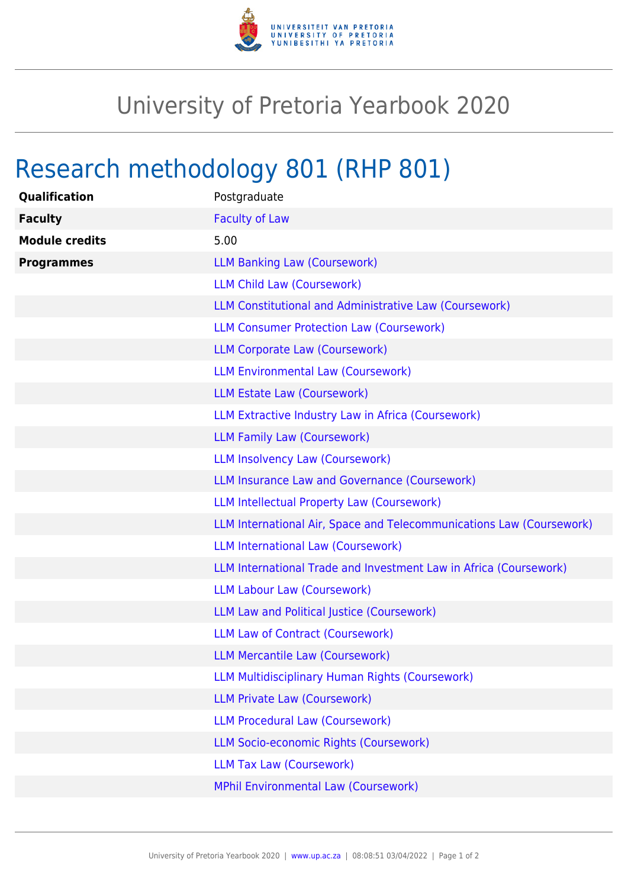# University of Pretoria Yearbook 2020

## Research methodology 801 (RHP 801)

| | |
|---|---|
| **Qualification** | Postgraduate |
| **Faculty** | Faculty of Law |
| **Module credits** | 5.00 |
| **Programmes** | LLM Banking Law (Coursework) |
| | LLM Child Law (Coursework) |
| | LLM Constitutional and Administrative Law (Coursework) |
| | LLM Consumer Protection Law (Coursework) |
| | LLM Corporate Law (Coursework) |
| | LLM Environmental Law (Coursework) |
| | LLM Estate Law (Coursework) |
| | LLM Extractive Industry Law in Africa (Coursework) |
| | LLM Family Law (Coursework) |
| | LLM Insolvency Law (Coursework) |
| | LLM Insurance Law and Governance (Coursework) |
| | LLM Intellectual Property Law (Coursework) |
| | LLM International Air, Space and Telecommunications Law (Coursework) |
| | LLM International Law (Coursework) |
| | LLM International Trade and Investment Law in Africa (Coursework) |
| | LLM Labour Law (Coursework) |
| | LLM Law and Political Justice (Coursework) |
| | LLM Law of Contract (Coursework) |
| | LLM Mercantile Law (Coursework) |
| | LLM Multidisciplinary Human Rights (Coursework) |
| | LLM Private Law (Coursework) |
| | LLM Procedural Law (Coursework) |
| | LLM Socio-economic Rights (Coursework) |
| | LLM Tax Law (Coursework) |
| | MPhil Environmental Law (Coursework) |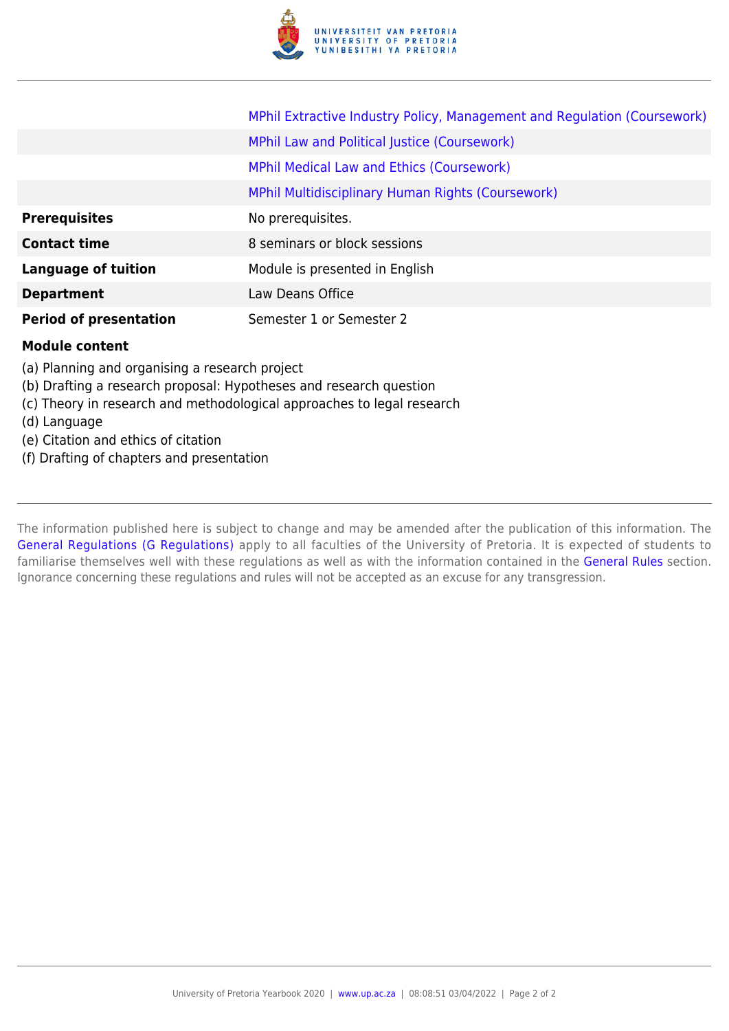| | |
|---|---|
| | MPhil Extractive Industry Policy, Management and Regulation (Coursework) |
| | MPhil Law and Political Justice (Coursework) |
| | MPhil Medical Law and Ethics (Coursework) |
| | MPhil Multidisciplinary Human Rights (Coursework) |
| **Prerequisites** | No prerequisites. |
| **Contact time** | 8 seminars or block sessions |
| **Language of tuition** | Module is presented in English |
| **Department** | Law Deans Office |
| **Period of presentation** | Semester 1 or Semester 2 |

**Module content**

(a) Planning and organising a research project
(b) Drafting a research proposal: Hypotheses and research question
(c) Theory in research and methodological approaches to legal research
(d) Language
(e) Citation and ethics of citation
(f) Drafting of chapters and presentation

The information published here is subject to change and may be amended after the publication of this information. The General Regulations (G Regulations) apply to all faculties of the University of Pretoria. It is expected of students to familiarise themselves well with these regulations as well as with the information contained in the General Rules section. Ignorance concerning these regulations and rules will not be accepted as an excuse for any transgression.